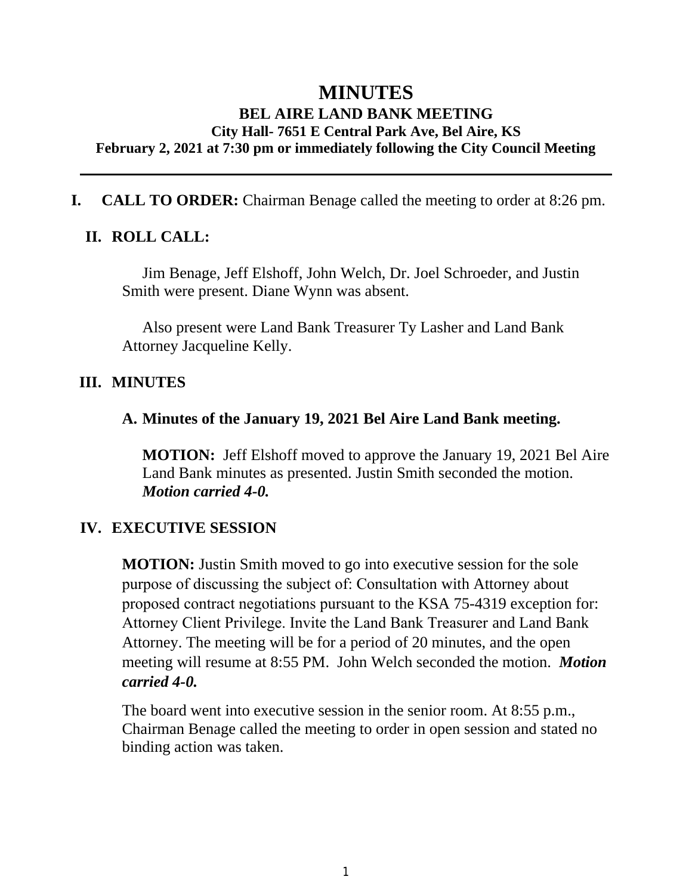# MINUTES

## BEL AIRE LAND BANK MEETING

### City Hall- 7651 E Central Park Ave, Bel Aire, KS

### February 2, 2021 at 7:30 pm or immediately following the City Council Meeting

---

**I. CALL TO ORDER:** Chairman Benage called the meeting to order at 8:26 pm.

**II. ROLL CALL:**

Jim Benage, Jeff Elshoff, John Welch, Dr. Joel Schroeder, and Justin Smith were present. Diane Wynn was absent.

Also present were Land Bank Treasurer Ty Lasher and Land Bank Attorney Jacqueline Kelly.

**III. MINUTES**

**A. Minutes of the January 19, 2021 Bel Aire Land Bank meeting.**

**MOTION:** Jeff Elshoff moved to approve the January 19, 2021 Bel Aire Land Bank minutes as presented. Justin Smith seconded the motion. ***Motion carried 4-0.***

**IV. EXECUTIVE SESSION**

**MOTION:** Justin Smith moved to go into executive session for the sole purpose of discussing the subject of: Consultation with Attorney about proposed contract negotiations pursuant to the KSA 75-4319 exception for: Attorney Client Privilege. Invite the Land Bank Treasurer and Land Bank Attorney. The meeting will be for a period of 20 minutes, and the open meeting will resume at 8:55 PM. John Welch seconded the motion. ***Motion carried 4-0.***

The board went into executive session in the senior room. At 8:55 p.m., Chairman Benage called the meeting to order in open session and stated no binding action was taken.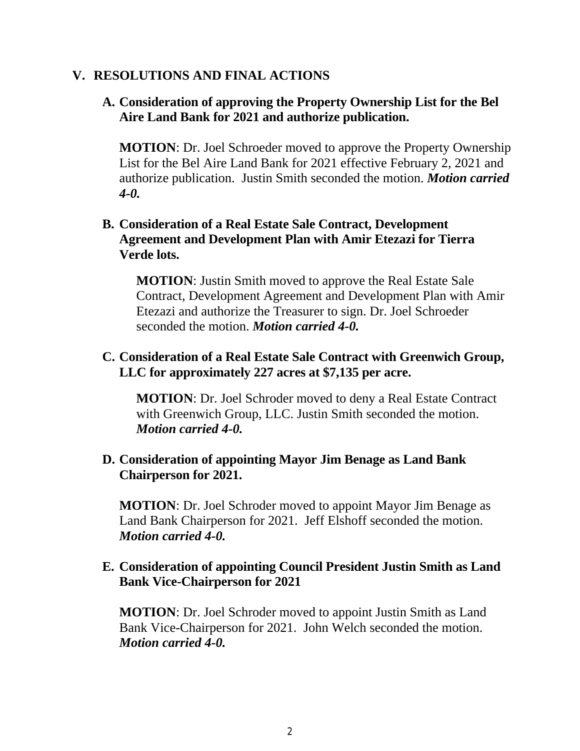## V. RESOLUTIONS AND FINAL ACTIONS

### A. Consideration of approving the Property Ownership List for the Bel Aire Land Bank for 2021 and authorize publication.

**MOTION**: Dr. Joel Schroeder moved to approve the Property Ownership List for the Bel Aire Land Bank for 2021 effective February 2, 2021 and authorize publication. Justin Smith seconded the motion. ***Motion carried 4-0.***

### B. Consideration of a Real Estate Sale Contract, Development Agreement and Development Plan with Amir Etezazi for Tierra Verde lots.

**MOTION**: Justin Smith moved to approve the Real Estate Sale Contract, Development Agreement and Development Plan with Amir Etezazi and authorize the Treasurer to sign. Dr. Joel Schroeder seconded the motion. ***Motion carried 4-0.***

### C. Consideration of a Real Estate Sale Contract with Greenwich Group, LLC for approximately 227 acres at $7,135 per acre.

**MOTION**: Dr. Joel Schroder moved to deny a Real Estate Contract with Greenwich Group, LLC. Justin Smith seconded the motion. ***Motion carried 4-0.***

### D. Consideration of appointing Mayor Jim Benage as Land Bank Chairperson for 2021.

**MOTION**: Dr. Joel Schroder moved to appoint Mayor Jim Benage as Land Bank Chairperson for 2021. Jeff Elshoff seconded the motion. ***Motion carried 4-0.***

### E. Consideration of appointing Council President Justin Smith as Land Bank Vice-Chairperson for 2021

**MOTION**: Dr. Joel Schroder moved to appoint Justin Smith as Land Bank Vice-Chairperson for 2021. John Welch seconded the motion. ***Motion carried 4-0.***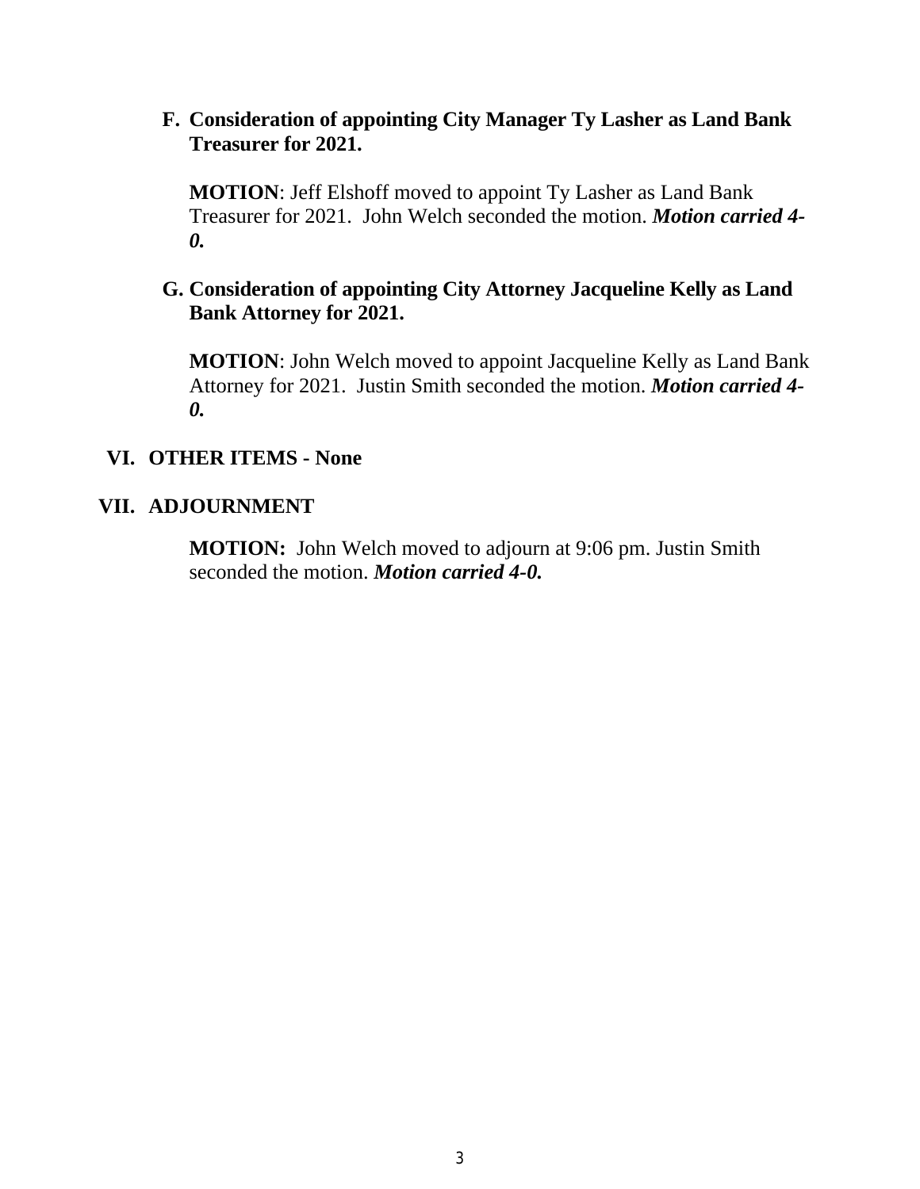**F. Consideration of appointing City Manager Ty Lasher as Land Bank Treasurer for 2021.**

**MOTION**: Jeff Elshoff moved to appoint Ty Lasher as Land Bank Treasurer for 2021. John Welch seconded the motion. ***Motion carried 4-0.***

**G. Consideration of appointing City Attorney Jacqueline Kelly as Land Bank Attorney for 2021.**

**MOTION**: John Welch moved to appoint Jacqueline Kelly as Land Bank Attorney for 2021. Justin Smith seconded the motion. ***Motion carried 4-0.***

**VI. OTHER ITEMS - None**

**VII. ADJOURNMENT**

**MOTION:** John Welch moved to adjourn at 9:06 pm. Justin Smith seconded the motion. ***Motion carried 4-0.***